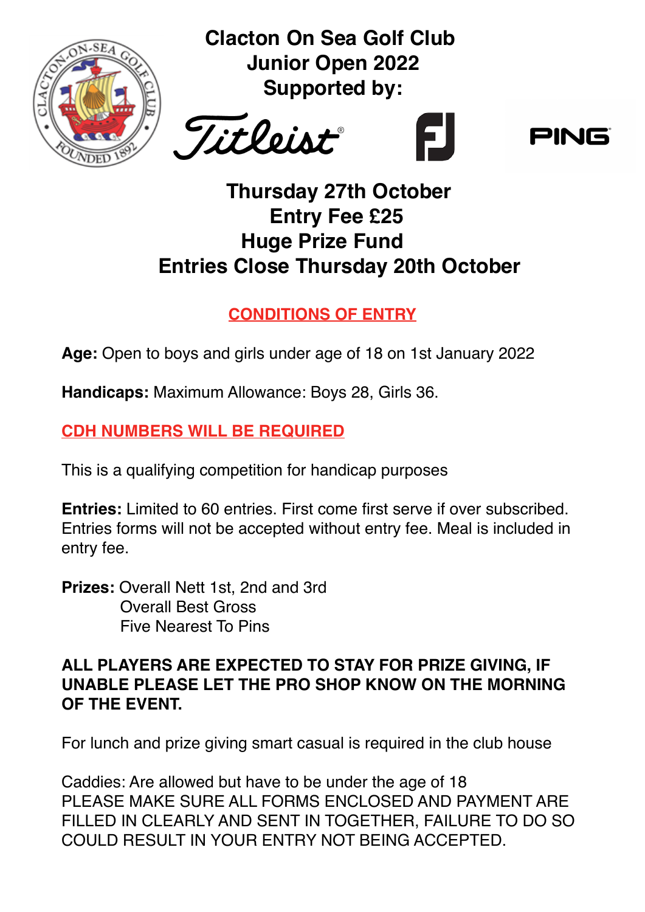# Clacton On Sea Golf Club
# Junior Open 2022
## Supported by:

Titleist FJ PING

## Thursday 27th October
## Entry Fee £25
## Huge Prize Fund
## Entries Close Thursday 20th October

**CONDITIONS OF ENTRY**

**Age:** Open to boys and girls under age of 18 on 1st January 2022

**Handicaps:** Maximum Allowance: Boys 28, Girls 36.

**CDH NUMBERS WILL BE REQUIRED**

This is a qualifying competition for handicap purposes

**Entries:** Limited to 60 entries. First come first serve if over subscribed. Entries forms will not be accepted without entry fee. Meal is included in entry fee.

**Prizes:** Overall Nett 1st, 2nd and 3rd
Overall Best Gross
Five Nearest To Pins

**ALL PLAYERS ARE EXPECTED TO STAY FOR PRIZE GIVING, IF UNABLE PLEASE LET THE PRO SHOP KNOW ON THE MORNING OF THE EVENT.**

For lunch and prize giving smart casual is required in the club house

Caddies: Are allowed but have to be under the age of 18
PLEASE MAKE SURE ALL FORMS ENCLOSED AND PAYMENT ARE FILLED IN CLEARLY AND SENT IN TOGETHER, FAILURE TO DO SO COULD RESULT IN YOUR ENTRY NOT BEING ACCEPTED.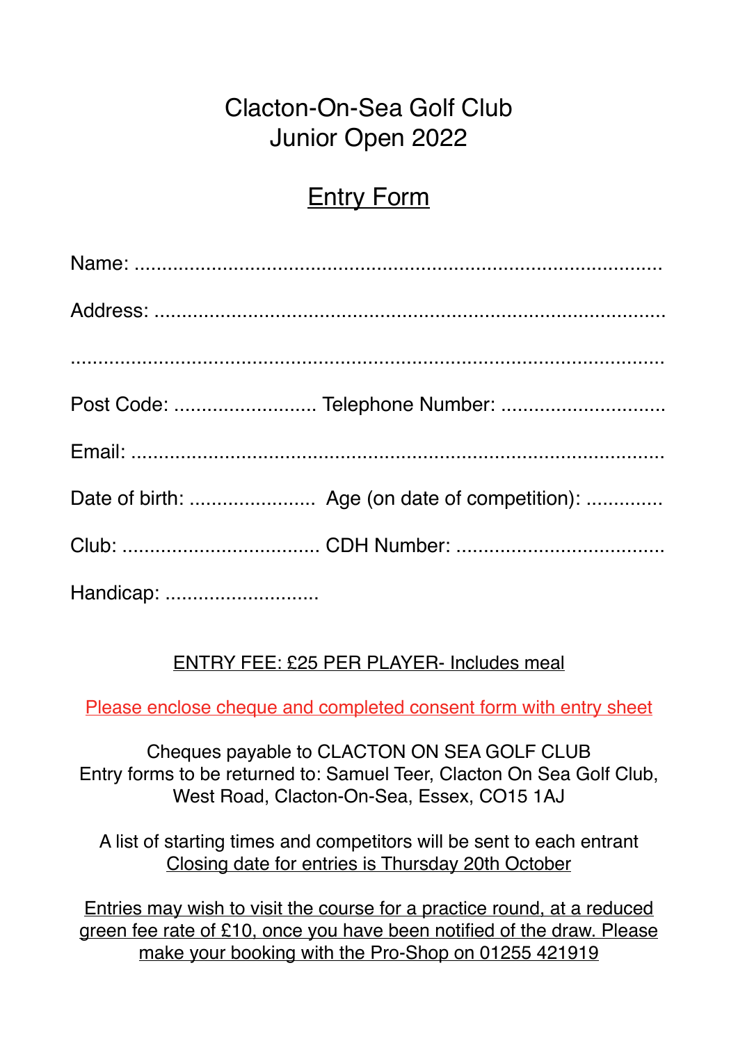# Clacton-On-Sea Golf Club
# Junior Open 2022

## Entry Form

Name: ..........................................................................................

Address: ......................................................................................

.......................................................................................................

Post Code: .......................... Telephone Number: .............................

Email: ..........................................................................................

Date of birth: ....................... Age (on date of competition): ..............

Club: ................................... CDH Number: .....................................

Handicap: ...........................

ENTRY FEE: £25 PER PLAYER- Includes meal

Please enclose cheque and completed consent form with entry sheet

Cheques payable to CLACTON ON SEA GOLF CLUB
Entry forms to be returned to: Samuel Teer, Clacton On Sea Golf Club, West Road, Clacton-On-Sea, Essex, CO15 1AJ

A list of starting times and competitors will be sent to each entrant
Closing date for entries is Thursday 20th October

Entries may wish to visit the course for a practice round, at a reduced green fee rate of £10, once you have been notified of the draw. Please make your booking with the Pro-Shop on 01255 421919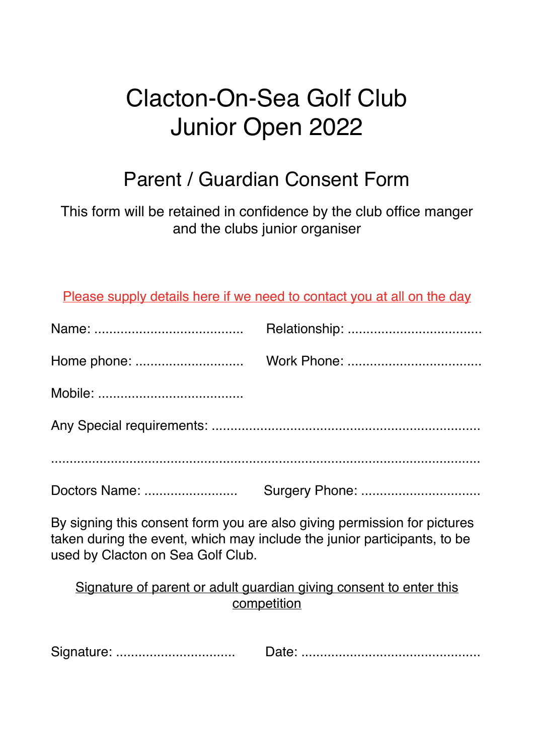# Clacton-On-Sea Golf Club
# Junior Open 2022

## Parent / Guardian Consent Form

This form will be retained in confidence by the club office manger and the clubs junior organiser

Please supply details here if we need to contact you at all on the day

Name: ........................................ Relationship: ...................................

Home phone: ............................. Work Phone: ...................................

Mobile: ......................................

Any Special requirements: .......................................................................

..............................................................................................................

Doctors Name: ......................... Surgery Phone: ................................

By signing this consent form you are also giving permission for pictures taken during the event, which may include the junior participants, to be used by Clacton on Sea Golf Club.

Signature of parent or adult guardian giving consent to enter this competition

Signature: ................................ Date: ...............................................